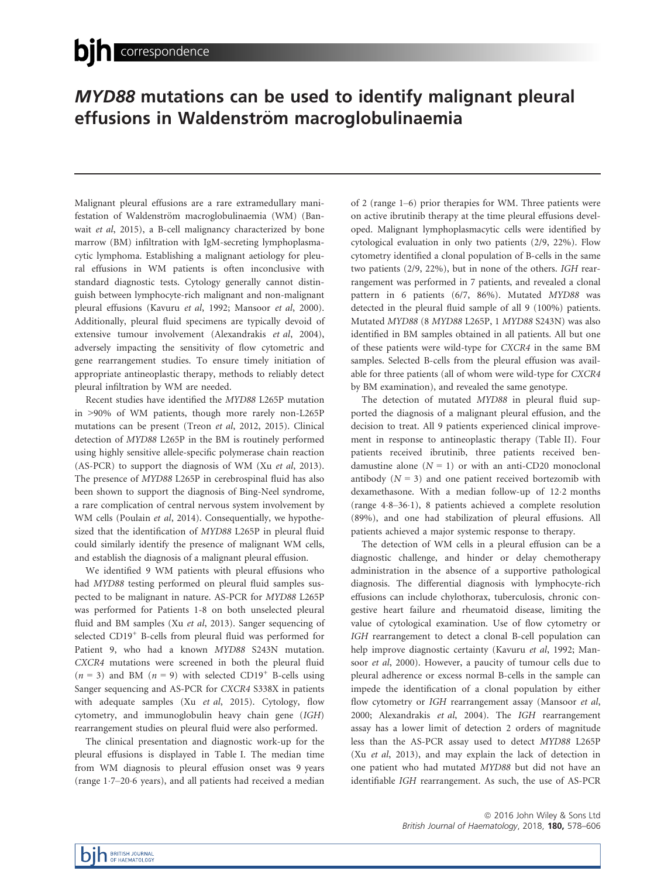# *MYD88* mutations can be used to identify malignant pleural effusions in Waldenström macroglobulinaemia

Malignant pleural effusions are a rare extramedullary manifestation of Waldenström macroglobulinaemia (WM) (Banwait *et al*, 2015), a B-cell malignancy characterized by bone marrow (BM) infiltration with IgM-secreting lymphoplasmacytic lymphoma. Establishing a malignant aetiology for pleural effusions in WM patients is often inconclusive with standard diagnostic tests. Cytology generally cannot distinguish between lymphocyte-rich malignant and non-malignant pleural effusions (Kavuru *et al*, 1992; Mansoor *et al*, 2000). Additionally, pleural fluid specimens are typically devoid of extensive tumour involvement (Alexandrakis *et al*, 2004), adversely impacting the sensitivity of flow cytometric and gene rearrangement studies. To ensure timely initiation of appropriate antineoplastic therapy, methods to reliably detect pleural infiltration by WM are needed.

Recent studies have identified the *MYD88* L265P mutation in >90% of WM patients, though more rarely non-L265P mutations can be present (Treon *et al*, 2012, 2015). Clinical detection of *MYD88* L265P in the BM is routinely performed using highly sensitive allele-specific polymerase chain reaction (AS-PCR) to support the diagnosis of WM (Xu *et al*, 2013). The presence of *MYD88* L265P in cerebrospinal fluid has also been shown to support the diagnosis of Bing-Neel syndrome, a rare complication of central nervous system involvement by WM cells (Poulain *et al*, 2014). Consequentially, we hypothesized that the identification of *MYD88* L265P in pleural fluid could similarly identify the presence of malignant WM cells, and establish the diagnosis of a malignant pleural effusion.

We identified 9 WM patients with pleural effusions who had *MYD88* testing performed on pleural fluid samples suspected to be malignant in nature. AS-PCR for *MYD88* L265P was performed for Patients 1-8 on both unselected pleural fluid and BM samples (Xu *et al*, 2013). Sanger sequencing of selected CD19$^+$ B-cells from pleural fluid was performed for Patient 9, who had a known *MYD88* S243N mutation. *CXCR4* mutations were screened in both the pleural fluid ($n = 3$) and BM ($n = 9$) with selected CD19$^+$ B-cells using Sanger sequencing and AS-PCR for *CXCR4* S338X in patients with adequate samples (Xu *et al*, 2015). Cytology, flow cytometry, and immunoglobulin heavy chain gene (*IGH*) rearrangement studies on pleural fluid were also performed.

The clinical presentation and diagnostic work-up for the pleural effusions is displayed in Table I. The median time from WM diagnosis to pleural effusion onset was 9 years (range 1·7–20·6 years), and all patients had received a median of 2 (range 1–6) prior therapies for WM. Three patients were on active ibrutinib therapy at the time pleural effusions developed. Malignant lymphoplasmacytic cells were identified by cytological evaluation in only two patients (2/9, 22%). Flow cytometry identified a clonal population of B-cells in the same two patients (2/9, 22%), but in none of the others. *IGH* rearrangement was performed in 7 patients, and revealed a clonal pattern in 6 patients (6/7, 86%). Mutated *MYD88* was detected in the pleural fluid sample of all 9 (100%) patients. Mutated *MYD88* (8 *MYD88* L265P, 1 *MYD88* S243N) was also identified in BM samples obtained in all patients. All but one of these patients were wild-type for *CXCR4* in the same BM samples. Selected B-cells from the pleural effusion was available for three patients (all of whom were wild-type for *CXCR4* by BM examination), and revealed the same genotype.

The detection of mutated *MYD88* in pleural fluid supported the diagnosis of a malignant pleural effusion, and the decision to treat. All 9 patients experienced clinical improvement in response to antineoplastic therapy (Table II). Four patients received ibrutinib, three patients received bendamustine alone ($N = 1$) or with an anti-CD20 monoclonal antibody ($N = 3$) and one patient received bortezomib with dexamethasone. With a median follow-up of 12·2 months (range 4·8–36·1), 8 patients achieved a complete resolution (89%), and one had stabilization of pleural effusions. All patients achieved a major systemic response to therapy.

The detection of WM cells in a pleural effusion can be a diagnostic challenge, and hinder or delay chemotherapy administration in the absence of a supportive pathological diagnosis. The differential diagnosis with lymphocyte-rich effusions can include chylothorax, tuberculosis, chronic congestive heart failure and rheumatoid disease, limiting the value of cytological examination. Use of flow cytometry or *IGH* rearrangement to detect a clonal B-cell population can help improve diagnostic certainty (Kavuru *et al*, 1992; Mansoor *et al*, 2000). However, a paucity of tumour cells due to pleural adherence or excess normal B-cells in the sample can impede the identification of a clonal population by either flow cytometry or *IGH* rearrangement assay (Mansoor *et al*, 2000; Alexandrakis *et al*, 2004). The *IGH* rearrangement assay has a lower limit of detection 2 orders of magnitude less than the AS-PCR assay used to detect *MYD88* L265P (Xu *et al*, 2013), and may explain the lack of detection in one patient who had mutated *MYD88* but did not have an identifiable *IGH* rearrangement. As such, the use of AS-PCR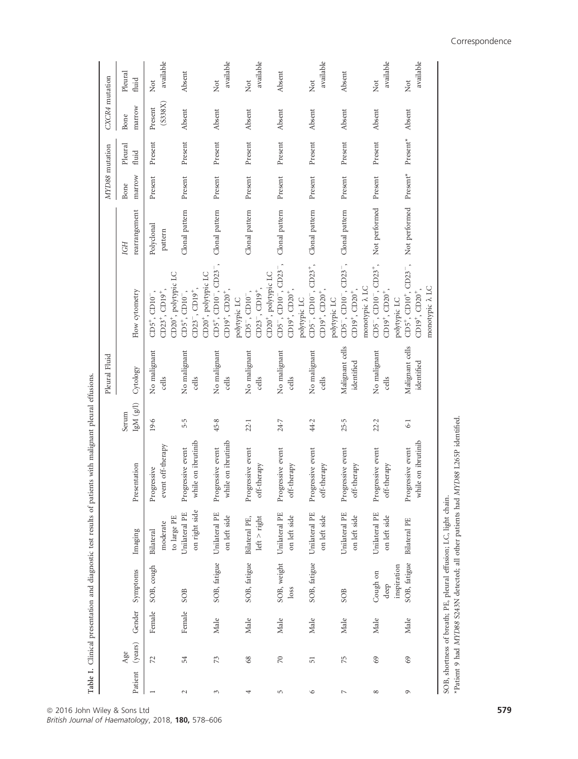**Table I.** Clinical presentation and diagnostic test results of patients with malignant pleural effusions.

| Patient | Age (years) | Gender | Symptoms | Imaging | Presentation | Serum IgM (g/l) | Pleural Fluid | | | *MYD88* mutation | | *CXCR4* mutation | |
|---|---|---|---|---|---|---|---|---|---|---|---|---|---|
| | | | | | | | Cytology | Flow cytometry | *IGH* rearrangement | Bone marrow | Pleural fluid | Bone marrow | Pleural fluid |
| 1 | 72 | Female | SOB, cough | Bilateral moderate to large PE | Progressive event off-therapy | 19·6 | No malignant cells | $CD5^{+}$, $CD10^{-}$, $CD23^{+}$, $CD19^{+}$, $CD20^{+}$, polytypic LC | Polyclonal pattern | Present | Present | Present (S338X) | Not available |
| 2 | 54 | Female | SOB | Unilateral PE on right side | Progressive event while on ibrutinib | 5·5 | No malignant cells | $CD5^{+}$, $CD10^{-}$, $CD23^{-}$, $CD19^{+}$, $CD20^{+}$, polytypic LC | Clonal pattern | Present | Present | Absent | Absent |
| 3 | 73 | Male | SOB, fatigue | Unilateral PE on left side | Progressive event while on ibrutinib | 45·8 | No malignant cells | $CD5^{+}$, $CD10^{-}$, $CD23^{-}$, $CD19^{+}$, $CD20^{+}$, polytypic LC | Clonal pattern | Present | Present | Absent | Not available |
| 4 | 68 | Male | SOB, fatigue | Bilateral PE, left > right | Progressive event off-therapy | 22·1 | No malignant cells | $CD5^{-}$, $CD10^{-}$, $CD23^{-}$, $CD19^{+}$, $CD20^{+}$, polytypic LC | Clonal pattern | Present | Present | Absent | Not available |
| 5 | 70 | Male | SOB, weight loss | Unilateral PE on left side | Progressive event off-therapy | 24·7 | No malignant cells | $CD5^{-}$, $CD10^{-}$, $CD23^{-}$, $CD19^{+}$, $CD20^{+}$, polytypic LC | Clonal pattern | Present | Present | Absent | Absent |
| 6 | 51 | Male | SOB, fatigue | Unilateral PE on left side | Progressive event off-therapy | 44·2 | No malignant cells | $CD5^{-}$, $CD10^{-}$, $CD23^{+}$, $CD19^{+}$, $CD20^{+}$, polytypic LC | Clonal pattern | Present | Present | Absent | Not available |
| 7 | 75 | Male | SOB | Unilateral PE on left side | Progressive event off-therapy | 25·5 | Malignant cells identified | $CD5^{-}$, $CD10^{-}$, $CD23^{-}$, $CD19^{+}$, $CD20^{+}$, monotypic λ LC | Clonal pattern | Present | Present | Absent | Absent |
| 8 | 69 | Male | Cough on deep inspiration | Unilateral PE on left side | Progressive event off-therapy | 22·2 | No malignant cells | $CD5^{-}$, $CD10^{-}$, $CD23^{+}$, $CD19^{+}$, $CD20^{+}$, polytypic LC | Not performed | Present | Present | Absent | Not available |
| 9 | 69 | Male | SOB, fatigue | Bilateral PE | Progressive event while on ibrutinib | 6·1 | Malignant cells identified | $CD5^{+}$, $CD10^{+}$, $CD23^{-}$, $CD19^{+}$, $CD20^{+}$, monotypic λ LC | Not performed | Present* | Present* | Absent | Not available |

SOB, shortness of breath; PE, pleural effusion; LC, light chain.

*Patient 9 had *MYD88* S243N detected; all other patients had *MYD88* L265P identified.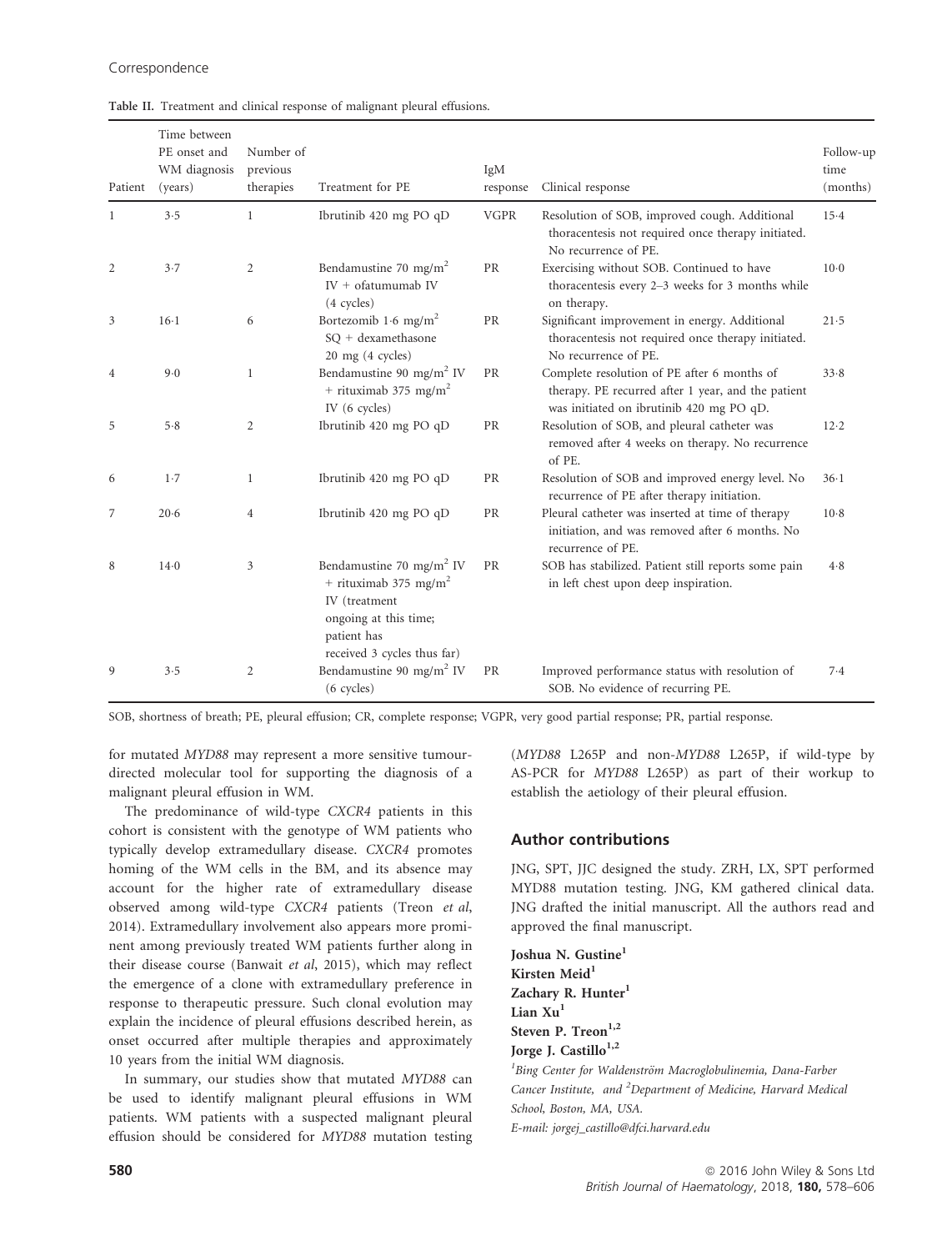Table II. Treatment and clinical response of malignant pleural effusions.

| Patient | Time between PE onset and WM diagnosis (years) | Number of previous therapies | Treatment for PE | IgM response | Clinical response | Follow-up time (months) |
|---|---|---|---|---|---|---|
| 1 | 3·5 | 1 | Ibrutinib 420 mg PO qD | VGPR | Resolution of SOB, improved cough. Additional thoracentesis not required once therapy initiated. No recurrence of PE. | 15·4 |
| 2 | 3·7 | 2 | Bendamustine 70 mg/m$^2$ IV + ofatumumab IV (4 cycles) | PR | Exercising without SOB. Continued to have thoracentesis every 2–3 weeks for 3 months while on therapy. | 10·0 |
| 3 | 16·1 | 6 | Bortezomib 1·6 mg/m$^2$ SQ + dexamethasone 20 mg (4 cycles) | PR | Significant improvement in energy. Additional thoracentesis not required once therapy initiated. No recurrence of PE. | 21·5 |
| 4 | 9·0 | 1 | Bendamustine 90 mg/m$^2$ IV + rituximab 375 mg/m$^2$ IV (6 cycles) | PR | Complete resolution of PE after 6 months of therapy. PE recurred after 1 year, and the patient was initiated on ibrutinib 420 mg PO qD. | 33·8 |
| 5 | 5·8 | 2 | Ibrutinib 420 mg PO qD | PR | Resolution of SOB, and pleural catheter was removed after 4 weeks on therapy. No recurrence of PE. | 12·2 |
| 6 | 1·7 | 1 | Ibrutinib 420 mg PO qD | PR | Resolution of SOB and improved energy level. No recurrence of PE after therapy initiation. | 36·1 |
| 7 | 20·6 | 4 | Ibrutinib 420 mg PO qD | PR | Pleural catheter was inserted at time of therapy initiation, and was removed after 6 months. No recurrence of PE. | 10·8 |
| 8 | 14·0 | 3 | Bendamustine 70 mg/m$^2$ IV + rituximab 375 mg/m$^2$ IV (treatment ongoing at this time; patient has received 3 cycles thus far) | PR | SOB has stabilized. Patient still reports some pain in left chest upon deep inspiration. | 4·8 |
| 9 | 3·5 | 2 | Bendamustine 90 mg/m$^2$ IV (6 cycles) | PR | Improved performance status with resolution of SOB. No evidence of recurring PE. | 7·4 |

SOB, shortness of breath; PE, pleural effusion; CR, complete response; VGPR, very good partial response; PR, partial response.

for mutated *MYD88* may represent a more sensitive tumour-directed molecular tool for supporting the diagnosis of a malignant pleural effusion in WM.

The predominance of wild-type *CXCR4* patients in this cohort is consistent with the genotype of WM patients who typically develop extramedullary disease. *CXCR4* promotes homing of the WM cells in the BM, and its absence may account for the higher rate of extramedullary disease observed among wild-type *CXCR4* patients (Treon *et al*, 2014). Extramedullary involvement also appears more prominent among previously treated WM patients further along in their disease course (Banwait *et al*, 2015), which may reflect the emergence of a clone with extramedullary preference in response to therapeutic pressure. Such clonal evolution may explain the incidence of pleural effusions described herein, as onset occurred after multiple therapies and approximately 10 years from the initial WM diagnosis.

In summary, our studies show that mutated *MYD88* can be used to identify malignant pleural effusions in WM patients. WM patients with a suspected malignant pleural effusion should be considered for *MYD88* mutation testing (*MYD88* L265P and non-*MYD88* L265P, if wild-type by AS-PCR for *MYD88* L265P) as part of their workup to establish the aetiology of their pleural effusion.

## Author contributions

JNG, SPT, JJC designed the study. ZRH, LX, SPT performed MYD88 mutation testing. JNG, KM gathered clinical data. JNG drafted the initial manuscript. All the authors read and approved the final manuscript.

**Joshua N. Gustine**[1]
**Kirsten Meid**[1]
**Zachary R. Hunter**[1]
**Lian Xu**[1]
**Steven P. Treon**[1,2]
**Jorge J. Castillo**[1,2]

[1]*Bing Center for Waldenström Macroglobulinemia, Dana-Farber Cancer Institute, and* [2]*Department of Medicine, Harvard Medical School, Boston, MA, USA.*
*E-mail: jorgej_castillo@dfci.harvard.edu*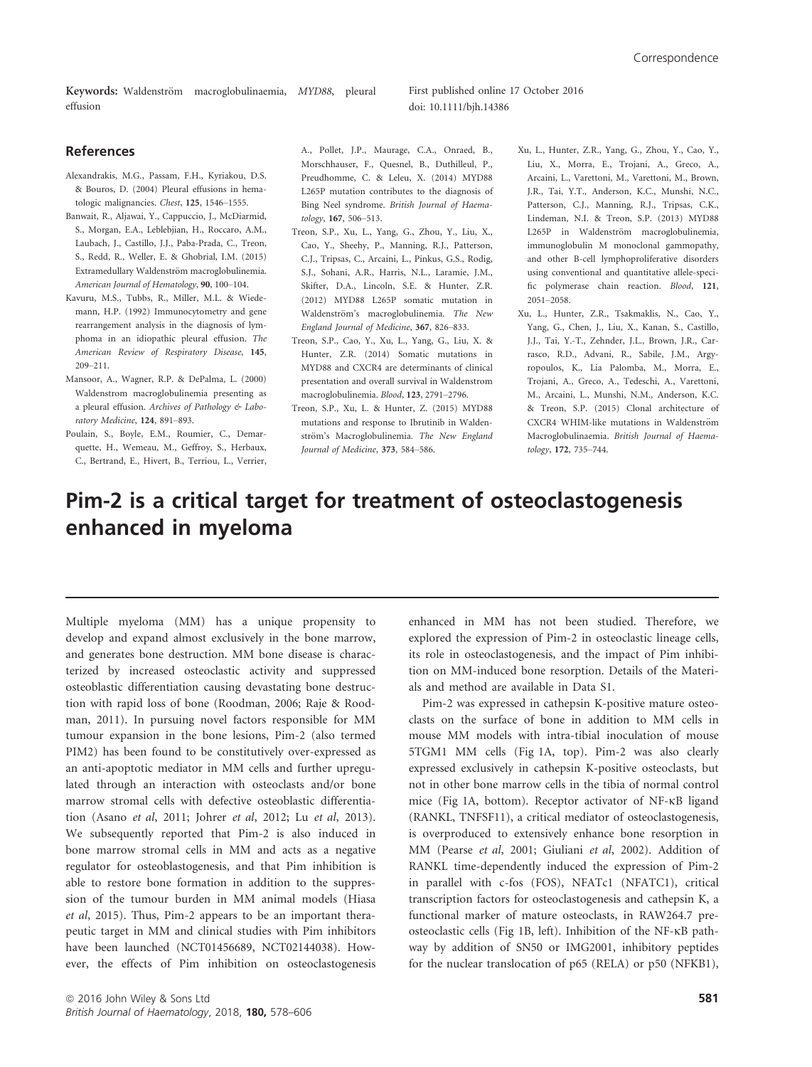**Keywords:** Waldenström macroglobulinaemia, *MYD88*, pleural effusion

First published online 17 October 2016
doi: 10.1111/bjh.14386

## References

Alexandrakis, M.G., Passam, F.H., Kyriakou, D.S. & Bouros, D. (2004) Pleural effusions in hematologic malignancies. *Chest*, **125**, 1546–1555.

Banwait, R., Aljawai, Y., Cappuccio, J., McDiarmid, S., Morgan, E.A., Leblebjian, H., Roccaro, A.M., Laubach, J., Castillo, J.J., Paba-Prada, C., Treon, S., Redd, R., Weller, E. & Ghobrial, I.M. (2015) Extramedullary Waldenström macroglobulinemia. *American Journal of Hematology*, **90**, 100–104.

Kavuru, M.S., Tubbs, R., Miller, M.L. & Wiedemann, H.P. (1992) Immunocytometry and gene rearrangement analysis in the diagnosis of lymphoma in an idiopathic pleural effusion. *The American Review of Respiratory Disease*, **145**, 209–211.

Mansoor, A., Wagner, R.P. & DePalma, L. (2000) Waldenstrom macroglobulinemia presenting as a pleural effusion. *Archives of Pathology & Laboratory Medicine*, **124**, 891–893.

Poulain, S., Boyle, E.M., Roumier, C., Demarquette, H., Wemeau, M., Geffroy, S., Herbaux, C., Bertrand, E., Hivert, B., Terriou, L., Verrier, A., Pollet, J.P., Maurage, C.A., Onraed, B., Morschhauser, F., Quesnel, B., Duthilleul, P., Preudhomme, C. & Leleu, X. (2014) MYD88 L265P mutation contributes to the diagnosis of Bing Neel syndrome. *British Journal of Haematology*, **167**, 506–513.

Treon, S.P., Xu, L., Yang, G., Zhou, Y., Liu, X., Cao, Y., Sheehy, P., Manning, R.J., Patterson, C.J., Tripsas, C., Arcaini, L., Pinkus, G.S., Rodig, S.J., Sohani, A.R., Harris, N.L., Laramie, J.M., Skifter, D.A., Lincoln, S.E. & Hunter, Z.R. (2012) MYD88 L265P somatic mutation in Waldenström's macroglobulinemia. *The New England Journal of Medicine*, **367**, 826–833.

Treon, S.P., Cao, Y., Xu, L., Yang, G., Liu, X. & Hunter, Z.R. (2014) Somatic mutations in MYD88 and CXCR4 are determinants of clinical presentation and overall survival in Waldenstrom macroglobulinemia. *Blood*, **123**, 2791–2796.

Treon, S.P., Xu, L. & Hunter, Z. (2015) MYD88 mutations and response to Ibrutinib in Waldenström's Macroglobulinemia. *The New England Journal of Medicine*, **373**, 584–586.

Xu, L., Hunter, Z.R., Yang, G., Zhou, Y., Cao, Y., Liu, X., Morra, E., Trojani, A., Greco, A., Arcaini, L., Varettoni, M., Varettoni, M., Brown, J.R., Tai, Y.T., Anderson, K.C., Munshi, N.C., Patterson, C.J., Manning, R.J., Tripsas, C.K., Lindeman, N.I. & Treon, S.P. (2013) MYD88 L265P in Waldenström macroglobulinemia, immunoglobulin M monoclonal gammopathy, and other B-cell lymphoproliferative disorders using conventional and quantitative allele-specific polymerase chain reaction. *Blood*, **121**, 2051–2058.

Xu, L., Hunter, Z.R., Tsakmaklis, N., Cao, Y., Yang, G., Chen, J., Liu, X., Kanan, S., Castillo, J.J., Tai, Y.-T., Zehnder, J.L., Brown, J.R., Carrasco, R.D., Advani, R., Sabile, J.M., Argyropoulos, K., Lia Palomba, M., Morra, E., Trojani, A., Greco, A., Tedeschi, A., Varettoni, M., Arcaini, L., Munshi, N.M., Anderson, K.C. & Treon, S.P. (2015) Clonal architecture of CXCR4 WHIM-like mutations in Waldenström Macroglobulinaemia. *British Journal of Haematology*, **172**, 735–744.

# Pim-2 is a critical target for treatment of osteoclastogenesis enhanced in myeloma

Multiple myeloma (MM) has a unique propensity to develop and expand almost exclusively in the bone marrow, and generates bone destruction. MM bone disease is characterized by increased osteoclastic activity and suppressed osteoblastic differentiation causing devastating bone destruction with rapid loss of bone (Roodman, 2006; Raje & Roodman, 2011). In pursuing novel factors responsible for MM tumour expansion in the bone lesions, Pim-2 (also termed PIM2) has been found to be constitutively over-expressed as an anti-apoptotic mediator in MM cells and further upregulated through an interaction with osteoclasts and/or bone marrow stromal cells with defective osteoblastic differentiation (Asano *et al*, 2011; Johrer *et al*, 2012; Lu *et al*, 2013). We subsequently reported that Pim-2 is also induced in bone marrow stromal cells in MM and acts as a negative regulator for osteoblastogenesis, and that Pim inhibition is able to restore bone formation in addition to the suppression of the tumour burden in MM animal models (Hiasa *et al*, 2015). Thus, Pim-2 appears to be an important therapeutic target in MM and clinical studies with Pim inhibitors have been launched (NCT01456689, NCT02144038). However, the effects of Pim inhibition on osteoclastogenesis enhanced in MM has not been studied. Therefore, we explored the expression of Pim-2 in osteoclastic lineage cells, its role in osteoclastogenesis, and the impact of Pim inhibition on MM-induced bone resorption. Details of the Materials and method are available in Data S1.

Pim-2 was expressed in cathepsin K-positive mature osteoclasts on the surface of bone in addition to MM cells in mouse MM models with intra-tibial inoculation of mouse 5TGM1 MM cells (Fig 1A, top). Pim-2 was also clearly expressed exclusively in cathepsin K-positive osteoclasts, but not in other bone marrow cells in the tibia of normal control mice (Fig 1A, bottom). Receptor activator of NF-κB ligand (RANKL, TNFSF11), a critical mediator of osteoclastogenesis, is overproduced to extensively enhance bone resorption in MM (Pearse *et al*, 2001; Giuliani *et al*, 2002). Addition of RANKL time-dependently induced the expression of Pim-2 in parallel with c-fos (FOS), NFATc1 (NFATC1), critical transcription factors for osteoclastogenesis and cathepsin K, a functional marker of mature osteoclasts, in RAW264.7 preosteoclastic cells (Fig 1B, left). Inhibition of the NF-κB pathway by addition of SN50 or IMG2001, inhibitory peptides for the nuclear translocation of p65 (RELA) or p50 (NFKB1),